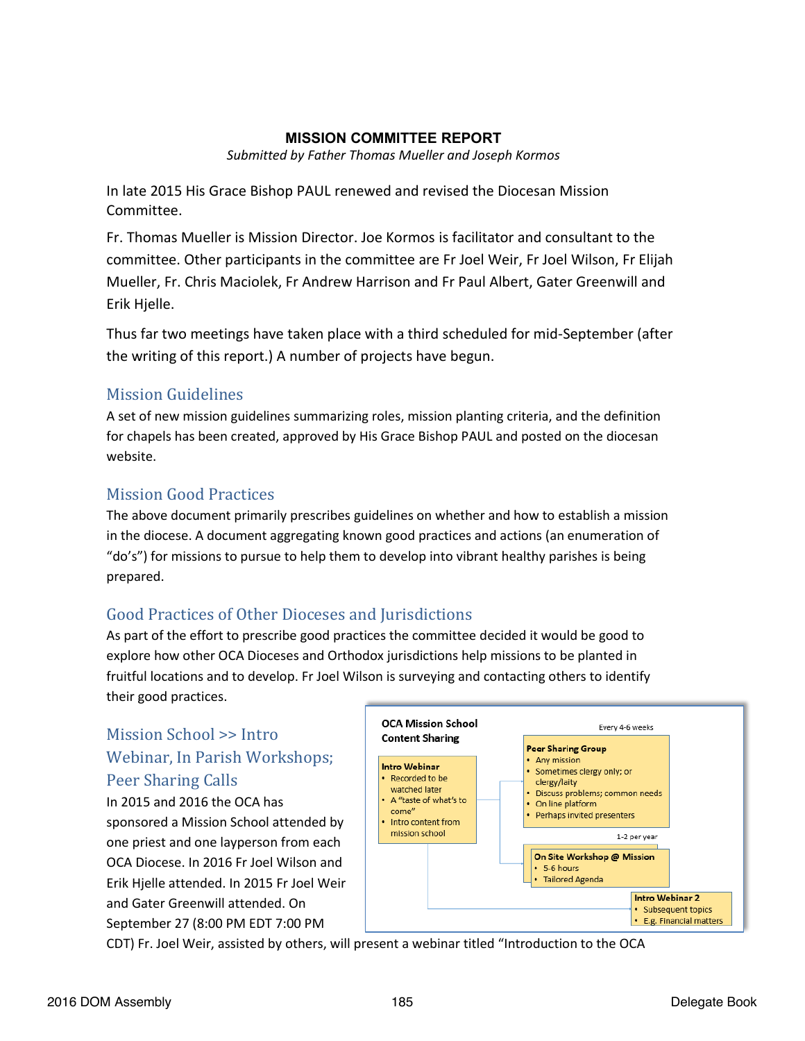# MISSION COMMITTEE REPORT

*Submitted by Father Thomas Mueller and Joseph Kormos*

In late 2015 His Grace Bishop PAUL renewed and revised the Diocesan Mission Committee.

Fr. Thomas Mueller is Mission Director. Joe Kormos is facilitator and consultant to the committee. Other participants in the committee are Fr Joel Weir, Fr Joel Wilson, Fr Elijah Mueller, Fr. Chris Maciolek, Fr Andrew Harrison and Fr Paul Albert, Gater Greenwill and Erik Hjelle.

Thus far two meetings have taken place with a third scheduled for mid-September (after the writing of this report.) A number of projects have begun.

## Mission Guidelines

A set of new mission guidelines summarizing roles, mission planting criteria, and the definition for chapels has been created, approved by His Grace Bishop PAUL and posted on the diocesan website.

## Mission Good Practices

The above document primarily prescribes guidelines on whether and how to establish a mission in the diocese. A document aggregating known good practices and actions (an enumeration of "do's") for missions to pursue to help them to develop into vibrant healthy parishes is being prepared.

## Good Practices of Other Dioceses and Jurisdictions

As part of the effort to prescribe good practices the committee decided it would be good to explore how other OCA Dioceses and Orthodox jurisdictions help missions to be planted in fruitful locations and to develop. Fr Joel Wilson is surveying and contacting others to identify their good practices.

## Mission School >> Intro Webinar, In Parish Workshops; Peer Sharing Calls

In 2015 and 2016 the OCA has sponsored a Mission School attended by one priest and one layperson from each OCA Diocese. In 2016 Fr Joel Wilson and Erik Hjelle attended. In 2015 Fr Joel Weir and Gater Greenwill attended. On September 27 (8:00 PM EDT 7:00 PM CDT) Fr. Joel Weir, assisted by others, will present a webinar titled "Introduction to the OCA

**OCA Mission School Content Sharing**

**Intro Webinar**
- Recorded to be watched later
- A "taste of what's to come"
- Intro content from mission school

Every 4-6 weeks

**Peer Sharing Group**
- Any mission
- Sometimes clergy only; or clergy/laity
- Discuss problems; common needs
- On line platform
- Perhaps invited presenters

1-2 per year

**On Site Workshop @ Mission**
- 5-6 hours
- Tailored Agenda

**Intro Webinar 2**
- Subsequent topics
- E.g. Financial matters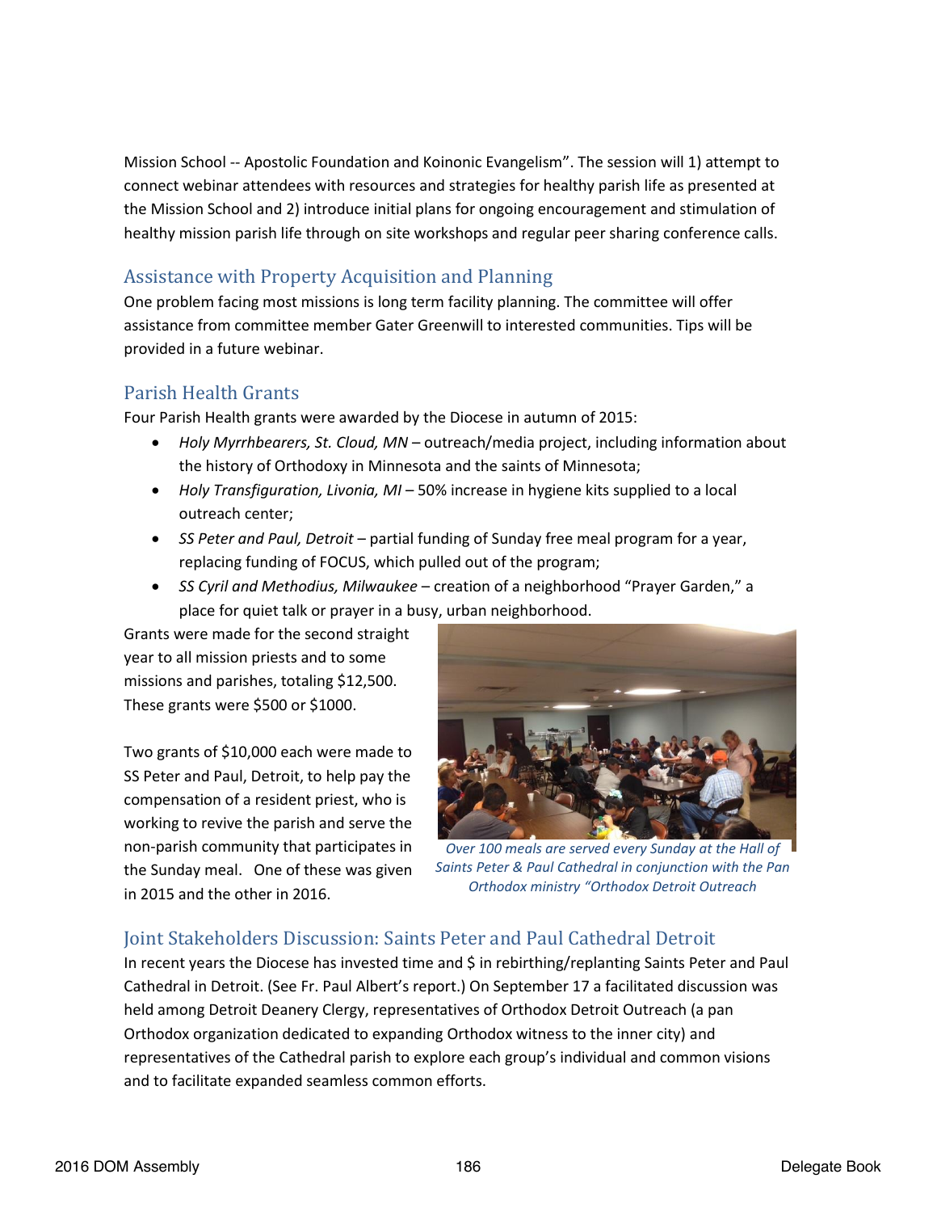Mission School -- Apostolic Foundation and Koinonic Evangelism". The session will 1) attempt to connect webinar attendees with resources and strategies for healthy parish life as presented at the Mission School and 2) introduce initial plans for ongoing encouragement and stimulation of healthy mission parish life through on site workshops and regular peer sharing conference calls.

## Assistance with Property Acquisition and Planning

One problem facing most missions is long term facility planning. The committee will offer assistance from committee member Gater Greenwill to interested communities. Tips will be provided in a future webinar.

## Parish Health Grants

Four Parish Health grants were awarded by the Diocese in autumn of 2015:

- *Holy Myrrhbearers, St. Cloud, MN* – outreach/media project, including information about the history of Orthodoxy in Minnesota and the saints of Minnesota;
- *Holy Transfiguration, Livonia, MI* – 50% increase in hygiene kits supplied to a local outreach center;
- *SS Peter and Paul, Detroit* – partial funding of Sunday free meal program for a year, replacing funding of FOCUS, which pulled out of the program;
- *SS Cyril and Methodius, Milwaukee* – creation of a neighborhood "Prayer Garden," a place for quiet talk or prayer in a busy, urban neighborhood.

Grants were made for the second straight year to all mission priests and to some missions and parishes, totaling $12,500. These grants were $500 or $1000.

Two grants of $10,000 each were made to SS Peter and Paul, Detroit, to help pay the compensation of a resident priest, who is working to revive the parish and serve the non-parish community that participates in the Sunday meal. One of these was given in 2015 and the other in 2016.

*Over 100 meals are served every Sunday at the Hall of Saints Peter & Paul Cathedral in conjunction with the Pan Orthodox ministry "Orthodox Detroit Outreach*

## Joint Stakeholders Discussion: Saints Peter and Paul Cathedral Detroit

In recent years the Diocese has invested time and $ in rebirthing/replanting Saints Peter and Paul Cathedral in Detroit. (See Fr. Paul Albert's report.) On September 17 a facilitated discussion was held among Detroit Deanery Clergy, representatives of Orthodox Detroit Outreach (a pan Orthodox organization dedicated to expanding Orthodox witness to the inner city) and representatives of the Cathedral parish to explore each group's individual and common visions and to facilitate expanded seamless common efforts.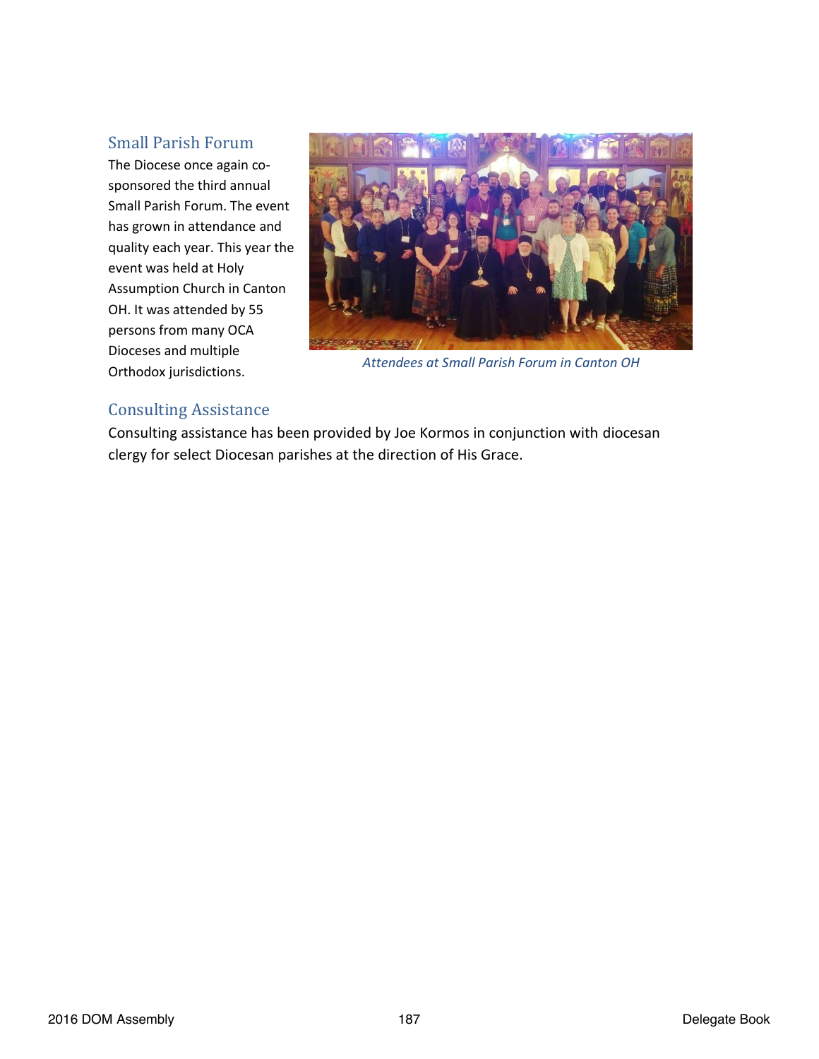## Small Parish Forum

The Diocese once again co-sponsored the third annual Small Parish Forum. The event has grown in attendance and quality each year. This year the event was held at Holy Assumption Church in Canton OH. It was attended by 55 persons from many OCA Dioceses and multiple Orthodox jurisdictions.

*Attendees at Small Parish Forum in Canton OH*

## Consulting Assistance

Consulting assistance has been provided by Joe Kormos in conjunction with diocesan clergy for select Diocesan parishes at the direction of His Grace.